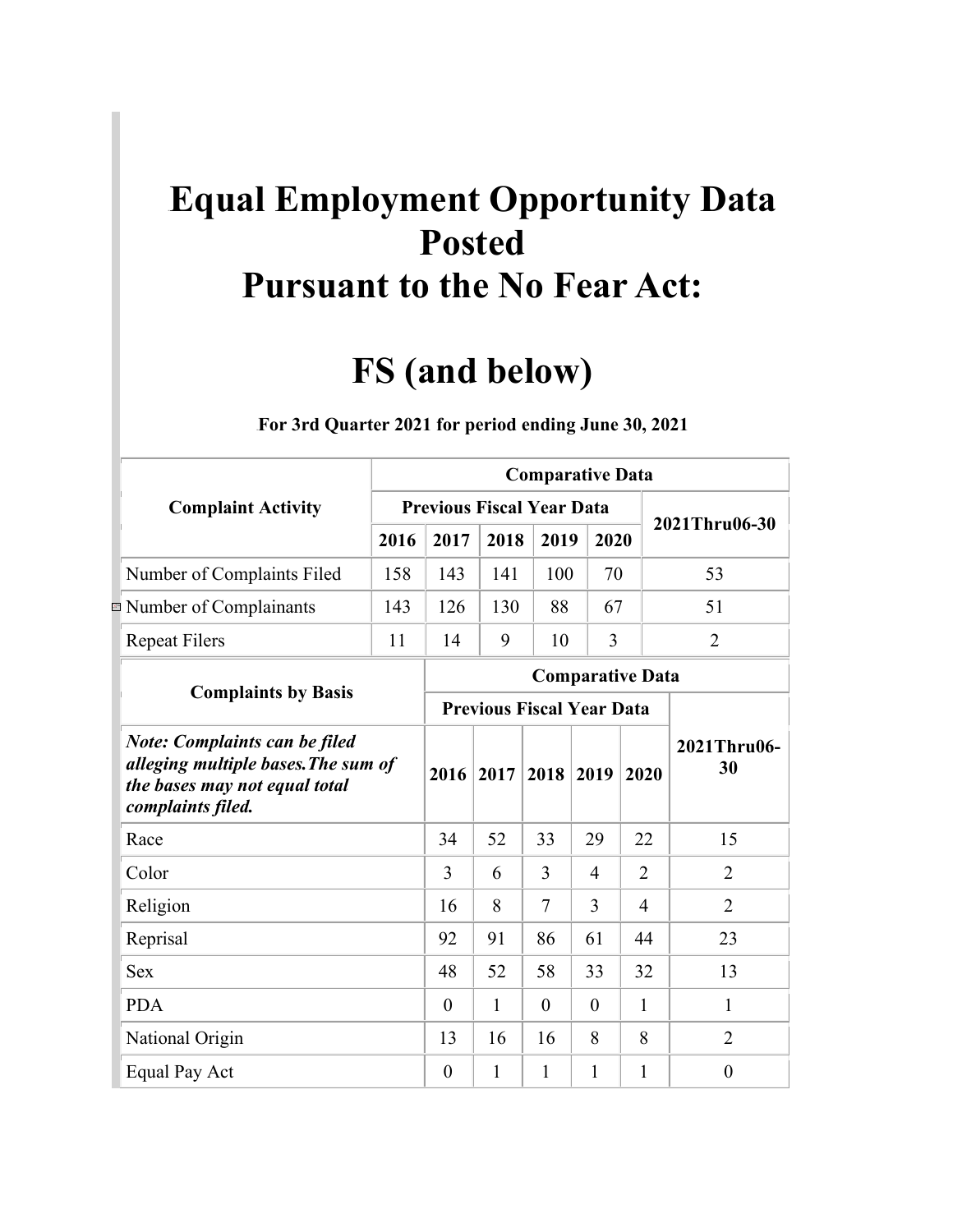# Equal Employment Opportunity Data Posted Pursuant to the No Fear Act:

# FS (and below)

**For 3rd Quarter 2021 for period ending June 30, 2021**

| Complaint Activity | Comparative Data | | | | | |
|---|---|---|---|---|---|---|
| | Previous Fiscal Year Data | | | | | 2021Thru06-30 |
| | 2016 | 2017 | 2018 | 2019 | 2020 | |
| Number of Complaints Filed | 158 | 143 | 141 | 100 | 70 | 53 |
| Number of Complainants | 143 | 126 | 130 | 88 | 67 | 51 |
| Repeat Filers | 11 | 14 | 9 | 10 | 3 | 2 |

| Complaints by Basis | Comparative Data | | | | | |
|---|---|---|---|---|---|---|
| | Previous Fiscal Year Data | | | | | 2021Thru06-30 |
| ***Note: Complaints can be filed alleging multiple bases.The sum of the bases may not equal total complaints filed.*** | 2016 | 2017 | 2018 | 2019 | 2020 | |
| Race | 34 | 52 | 33 | 29 | 22 | 15 |
| Color | 3 | 6 | 3 | 4 | 2 | 2 |
| Religion | 16 | 8 | 7 | 3 | 4 | 2 |
| Reprisal | 92 | 91 | 86 | 61 | 44 | 23 |
| Sex | 48 | 52 | 58 | 33 | 32 | 13 |
| PDA | 0 | 1 | 0 | 0 | 1 | 1 |
| National Origin | 13 | 16 | 16 | 8 | 8 | 2 |
| Equal Pay Act | 0 | 1 | 1 | 1 | 1 | 0 |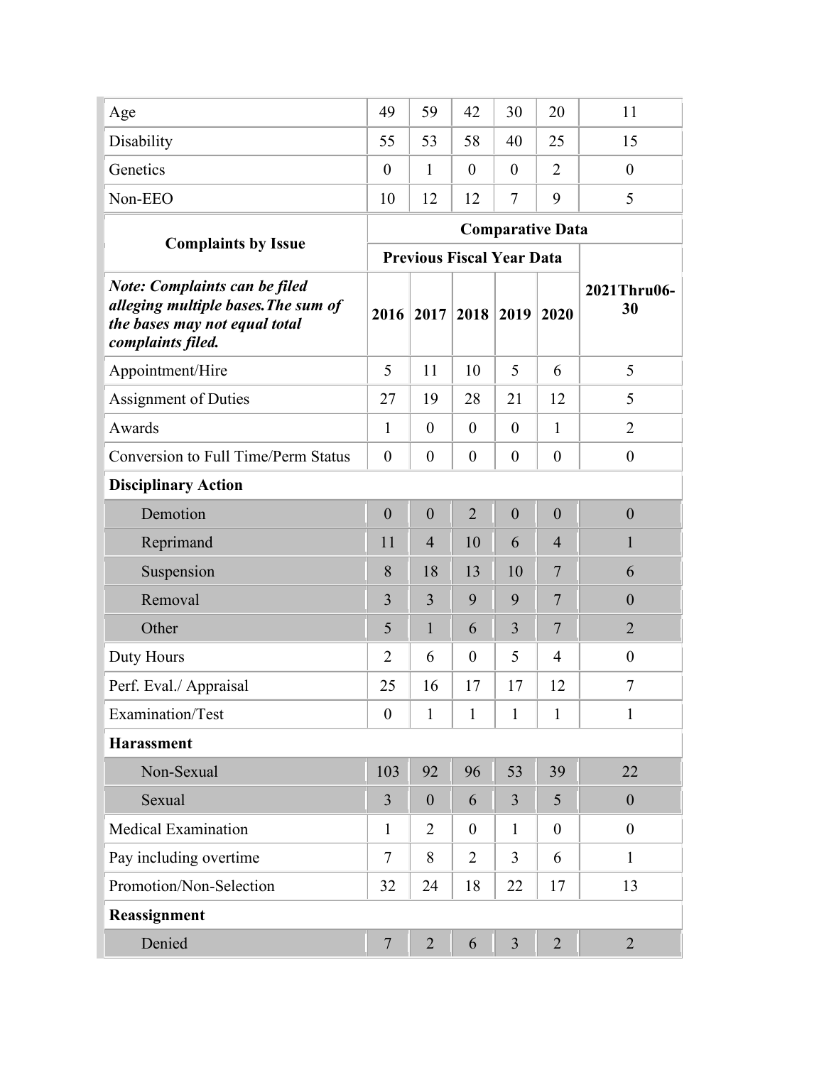| Age | 49 | 59 | 42 | 30 | 20 | 11 |
|---|---|---|---|---|---|---|
| Disability | 55 | 53 | 58 | 40 | 25 | 15 |
| Genetics | 0 | 1 | 0 | 0 | 2 | 0 |
| Non-EEO | 10 | 12 | 12 | 7 | 9 | 5 |

| Complaints by Issue | Comparative Data | | | | | |
|---|---|---|---|---|---|---|
| | Previous Fiscal Year Data | | | | | |
| ***Note: Complaints can be filed alleging multiple bases.The sum of the bases may not equal total complaints filed.*** | **2016** | **2017** | **2018** | **2019** | **2020** | **2021Thru06-30** |
| Appointment/Hire | 5 | 11 | 10 | 5 | 6 | 5 |
| Assignment of Duties | 27 | 19 | 28 | 21 | 12 | 5 |
| Awards | 1 | 0 | 0 | 0 | 1 | 2 |
| Conversion to Full Time/Perm Status | 0 | 0 | 0 | 0 | 0 | 0 |
| **Disciplinary Action** | | | | | | |
| Demotion | 0 | 0 | 2 | 0 | 0 | 0 |
| Reprimand | 11 | 4 | 10 | 6 | 4 | 1 |
| Suspension | 8 | 18 | 13 | 10 | 7 | 6 |
| Removal | 3 | 3 | 9 | 9 | 7 | 0 |
| Other | 5 | 1 | 6 | 3 | 7 | 2 |
| Duty Hours | 2 | 6 | 0 | 5 | 4 | 0 |
| Perf. Eval./ Appraisal | 25 | 16 | 17 | 17 | 12 | 7 |
| Examination/Test | 0 | 1 | 1 | 1 | 1 | 1 |
| **Harassment** | | | | | | |
| Non-Sexual | 103 | 92 | 96 | 53 | 39 | 22 |
| Sexual | 3 | 0 | 6 | 3 | 5 | 0 |
| Medical Examination | 1 | 2 | 0 | 1 | 0 | 0 |
| Pay including overtime | 7 | 8 | 2 | 3 | 6 | 1 |
| Promotion/Non-Selection | 32 | 24 | 18 | 22 | 17 | 13 |
| **Reassignment** | | | | | | |
| Denied | 7 | 2 | 6 | 3 | 2 | 2 |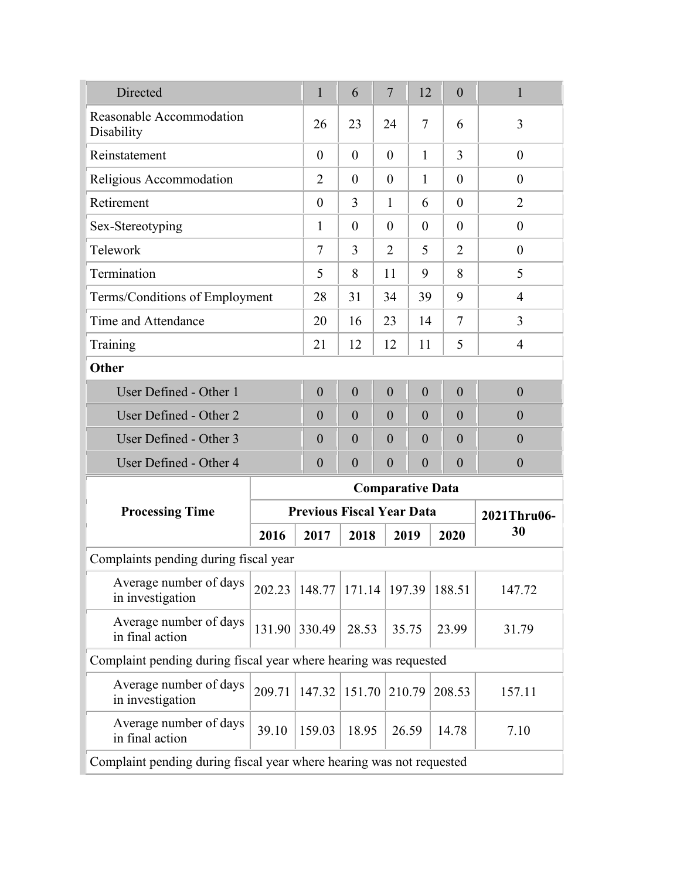| | | | | | | |
|---|---|---|---|---|---|---|
| Directed | 1 | 6 | 7 | 12 | 0 | 1 |
| Reasonable Accommodation Disability | 26 | 23 | 24 | 7 | 6 | 3 |
| Reinstatement | 0 | 0 | 0 | 1 | 3 | 0 |
| Religious Accommodation | 2 | 0 | 0 | 1 | 0 | 0 |
| Retirement | 0 | 3 | 1 | 6 | 0 | 2 |
| Sex-Stereotyping | 1 | 0 | 0 | 0 | 0 | 0 |
| Telework | 7 | 3 | 2 | 5 | 2 | 0 |
| Termination | 5 | 8 | 11 | 9 | 8 | 5 |
| Terms/Conditions of Employment | 28 | 31 | 34 | 39 | 9 | 4 |
| Time and Attendance | 20 | 16 | 23 | 14 | 7 | 3 |
| Training | 21 | 12 | 12 | 11 | 5 | 4 |
| **Other** | | | | | | |
| User Defined - Other 1 | 0 | 0 | 0 | 0 | 0 | 0 |
| User Defined - Other 2 | 0 | 0 | 0 | 0 | 0 | 0 |
| User Defined - Other 3 | 0 | 0 | 0 | 0 | 0 | 0 |
| User Defined - Other 4 | 0 | 0 | 0 | 0 | 0 | 0 |

| **Processing Time** | **Comparative Data** | | | | | |
|---|---|---|---|---|---|---|
| | **Previous Fiscal Year Data** | | | | | **2021Thru06-30** |
| | **2016** | **2017** | **2018** | **2019** | **2020** | |
| Complaints pending during fiscal year | | | | | | |
| Average number of days in investigation | 202.23 | 148.77 | 171.14 | 197.39 | 188.51 | 147.72 |
| Average number of days in final action | 131.90 | 330.49 | 28.53 | 35.75 | 23.99 | 31.79 |
| Complaint pending during fiscal year where hearing was requested | | | | | | |
| Average number of days in investigation | 209.71 | 147.32 | 151.70 | 210.79 | 208.53 | 157.11 |
| Average number of days in final action | 39.10 | 159.03 | 18.95 | 26.59 | 14.78 | 7.10 |
| Complaint pending during fiscal year where hearing was not requested | | | | | | |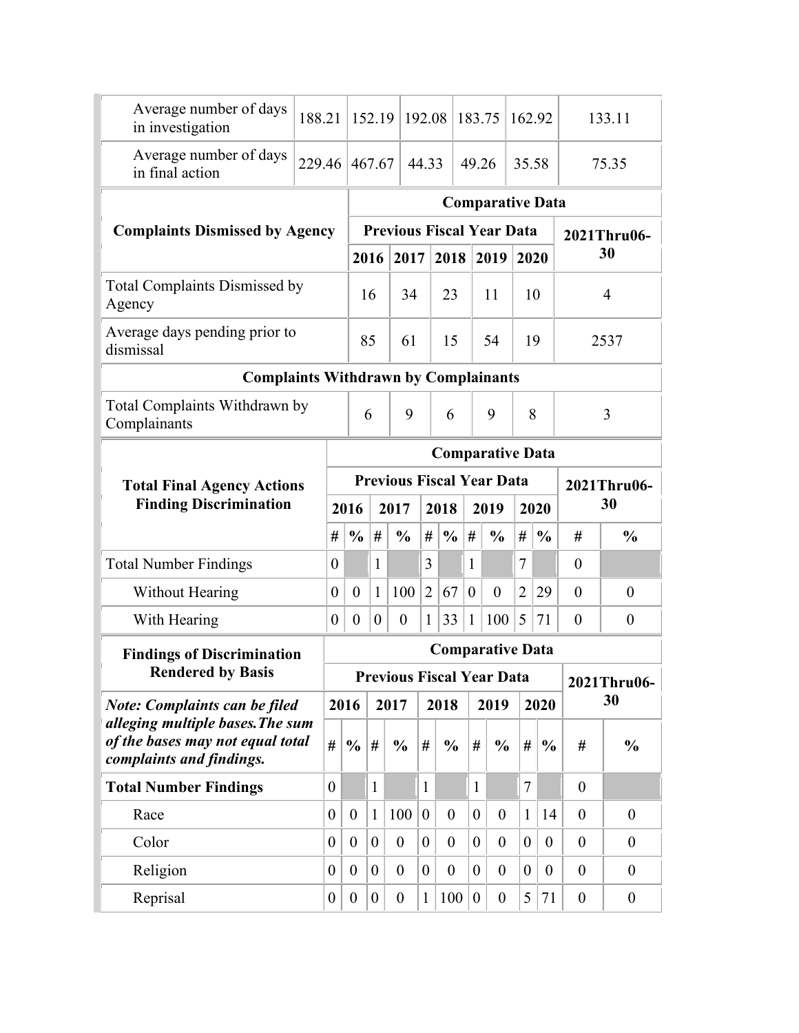| | 2016 | 2017 | 2018 | 2019 | 2020 | 2021Thru06-30 |
|---|---|---|---|---|---|---|
| Average number of days in investigation | 188.21 | 152.19 | 192.08 | 183.75 | 162.92 | 133.11 |
| Average number of days in final action | 229.46 | 467.67 | 44.33 | 49.26 | 35.58 | 75.35 |

| **Complaints Dismissed by Agency** | **Comparative Data** | | | | | |
|---|---|---|---|---|---|---|
| | **Previous Fiscal Year Data** | | | | | **2021Thru06-30** |
| | **2016** | **2017** | **2018** | **2019** | **2020** | |
| Total Complaints Dismissed by Agency | 16 | 34 | 23 | 11 | 10 | 4 |
| Average days pending prior to dismissal | 85 | 61 | 15 | 54 | 19 | 2537 |
| **Complaints Withdrawn by Complainants** | | | | | | |
| Total Complaints Withdrawn by Complainants | 6 | 9 | 6 | 9 | 8 | 3 |

| **Total Final Agency Actions Finding Discrimination** | **Comparative Data** | | | | | | | | | | | |
|---|---|---|---|---|---|---|---|---|---|---|---|---|
| | **Previous Fiscal Year Data** | | | | | | | | | | **2021Thru06-30** | |
| | **2016** | | **2017** | | **2018** | | **2019** | | **2020** | | | |
| | **#** | **%** | **#** | **%** | **#** | **%** | **#** | **%** | **#** | **%** | **#** | **%** |
| Total Number Findings | 0 | | 1 | | 3 | | 1 | | 7 | | 0 | |
| Without Hearing | 0 | 0 | 1 | 100 | 2 | 67 | 0 | 0 | 2 | 29 | 0 | 0 |
| With Hearing | 0 | 0 | 0 | 0 | 1 | 33 | 1 | 100 | 5 | 71 | 0 | 0 |

| **Findings of Discrimination Rendered by Basis** | **Comparative Data** | | | | | | | | | | | |
|---|---|---|---|---|---|---|---|---|---|---|---|---|
| | **Previous Fiscal Year Data** | | | | | | | | | | **2021Thru06-30** | |
| ***Note: Complaints can be filed alleging multiple bases.The sum of the bases may not equal total complaints and findings.*** | **2016** | | **2017** | | **2018** | | **2019** | | **2020** | | | |
| | **#** | **%** | **#** | **%** | **#** | **%** | **#** | **%** | **#** | **%** | **#** | **%** |
| **Total Number Findings** | 0 | | 1 | | 1 | | 1 | | 7 | | 0 | |
| Race | 0 | 0 | 1 | 100 | 0 | 0 | 0 | 0 | 1 | 14 | 0 | 0 |
| Color | 0 | 0 | 0 | 0 | 0 | 0 | 0 | 0 | 0 | 0 | 0 | 0 |
| Religion | 0 | 0 | 0 | 0 | 0 | 0 | 0 | 0 | 0 | 0 | 0 | 0 |
| Reprisal | 0 | 0 | 0 | 0 | 1 | 100 | 0 | 0 | 5 | 71 | 0 | 0 |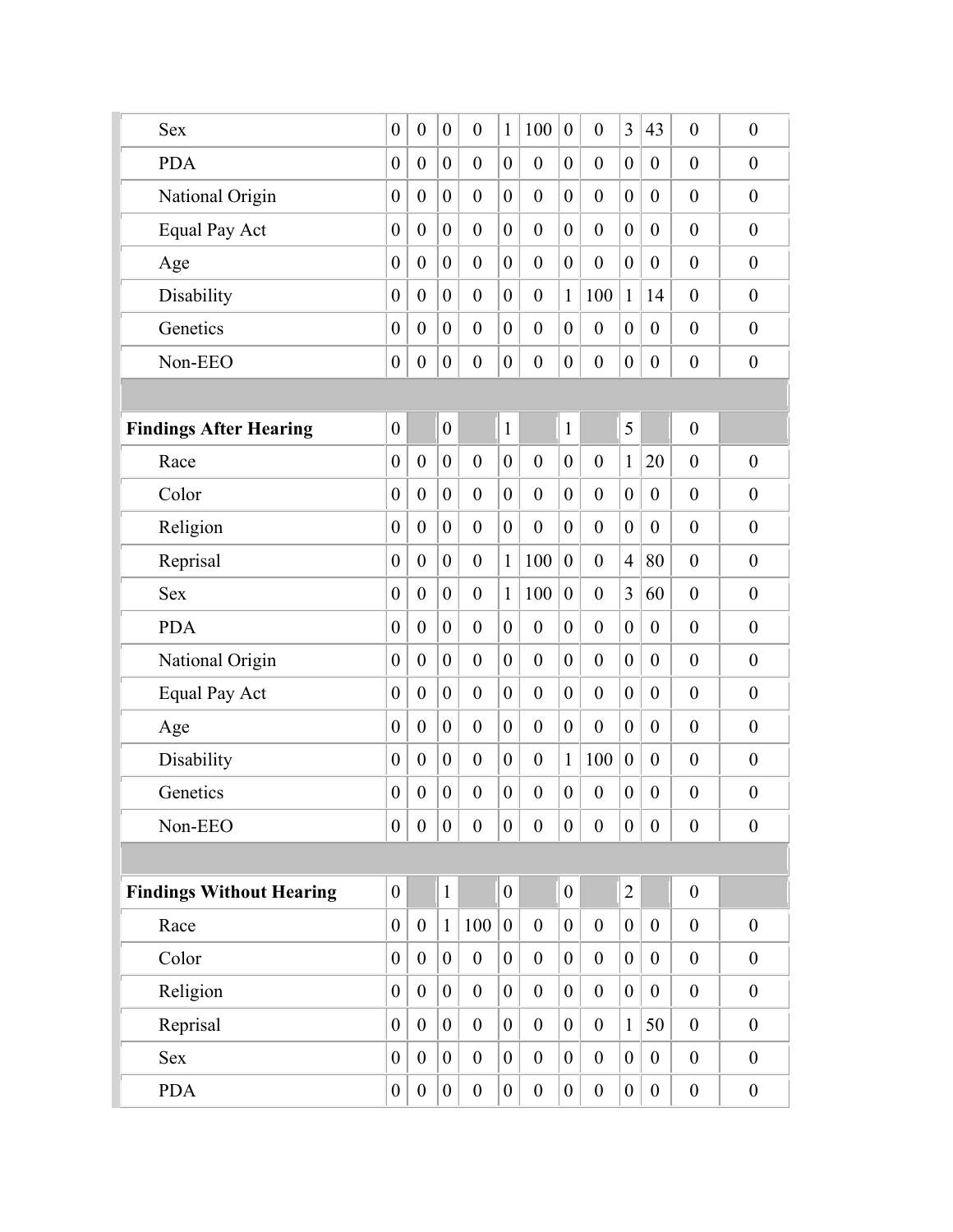| | | | | | | | | | | | | |
|---|---|---|---|---|---|---|---|---|---|---|---|---|
| Sex | 0 | 0 | 0 | 0 | 1 | 100 | 0 | 0 | 3 | 43 | 0 | 0 |
| PDA | 0 | 0 | 0 | 0 | 0 | 0 | 0 | 0 | 0 | 0 | 0 | 0 |
| National Origin | 0 | 0 | 0 | 0 | 0 | 0 | 0 | 0 | 0 | 0 | 0 | 0 |
| Equal Pay Act | 0 | 0 | 0 | 0 | 0 | 0 | 0 | 0 | 0 | 0 | 0 | 0 |
| Age | 0 | 0 | 0 | 0 | 0 | 0 | 0 | 0 | 0 | 0 | 0 | 0 |
| Disability | 0 | 0 | 0 | 0 | 0 | 0 | 1 | 100 | 1 | 14 | 0 | 0 |
| Genetics | 0 | 0 | 0 | 0 | 0 | 0 | 0 | 0 | 0 | 0 | 0 | 0 |
| Non-EEO | 0 | 0 | 0 | 0 | 0 | 0 | 0 | 0 | 0 | 0 | 0 | 0 |
| | | | | | | | | | | | | |
| **Findings After Hearing** | 0 | | 0 | | 1 | | 1 | | 5 | | 0 | |
| Race | 0 | 0 | 0 | 0 | 0 | 0 | 0 | 0 | 1 | 20 | 0 | 0 |
| Color | 0 | 0 | 0 | 0 | 0 | 0 | 0 | 0 | 0 | 0 | 0 | 0 |
| Religion | 0 | 0 | 0 | 0 | 0 | 0 | 0 | 0 | 0 | 0 | 0 | 0 |
| Reprisal | 0 | 0 | 0 | 0 | 1 | 100 | 0 | 0 | 4 | 80 | 0 | 0 |
| Sex | 0 | 0 | 0 | 0 | 1 | 100 | 0 | 0 | 3 | 60 | 0 | 0 |
| PDA | 0 | 0 | 0 | 0 | 0 | 0 | 0 | 0 | 0 | 0 | 0 | 0 |
| National Origin | 0 | 0 | 0 | 0 | 0 | 0 | 0 | 0 | 0 | 0 | 0 | 0 |
| Equal Pay Act | 0 | 0 | 0 | 0 | 0 | 0 | 0 | 0 | 0 | 0 | 0 | 0 |
| Age | 0 | 0 | 0 | 0 | 0 | 0 | 0 | 0 | 0 | 0 | 0 | 0 |
| Disability | 0 | 0 | 0 | 0 | 0 | 0 | 1 | 100 | 0 | 0 | 0 | 0 |
| Genetics | 0 | 0 | 0 | 0 | 0 | 0 | 0 | 0 | 0 | 0 | 0 | 0 |
| Non-EEO | 0 | 0 | 0 | 0 | 0 | 0 | 0 | 0 | 0 | 0 | 0 | 0 |
| | | | | | | | | | | | | |
| **Findings Without Hearing** | 0 | | 1 | | 0 | | 0 | | 2 | | 0 | |
| Race | 0 | 0 | 1 | 100 | 0 | 0 | 0 | 0 | 0 | 0 | 0 | 0 |
| Color | 0 | 0 | 0 | 0 | 0 | 0 | 0 | 0 | 0 | 0 | 0 | 0 |
| Religion | 0 | 0 | 0 | 0 | 0 | 0 | 0 | 0 | 0 | 0 | 0 | 0 |
| Reprisal | 0 | 0 | 0 | 0 | 0 | 0 | 0 | 0 | 1 | 50 | 0 | 0 |
| Sex | 0 | 0 | 0 | 0 | 0 | 0 | 0 | 0 | 0 | 0 | 0 | 0 |
| PDA | 0 | 0 | 0 | 0 | 0 | 0 | 0 | 0 | 0 | 0 | 0 | 0 |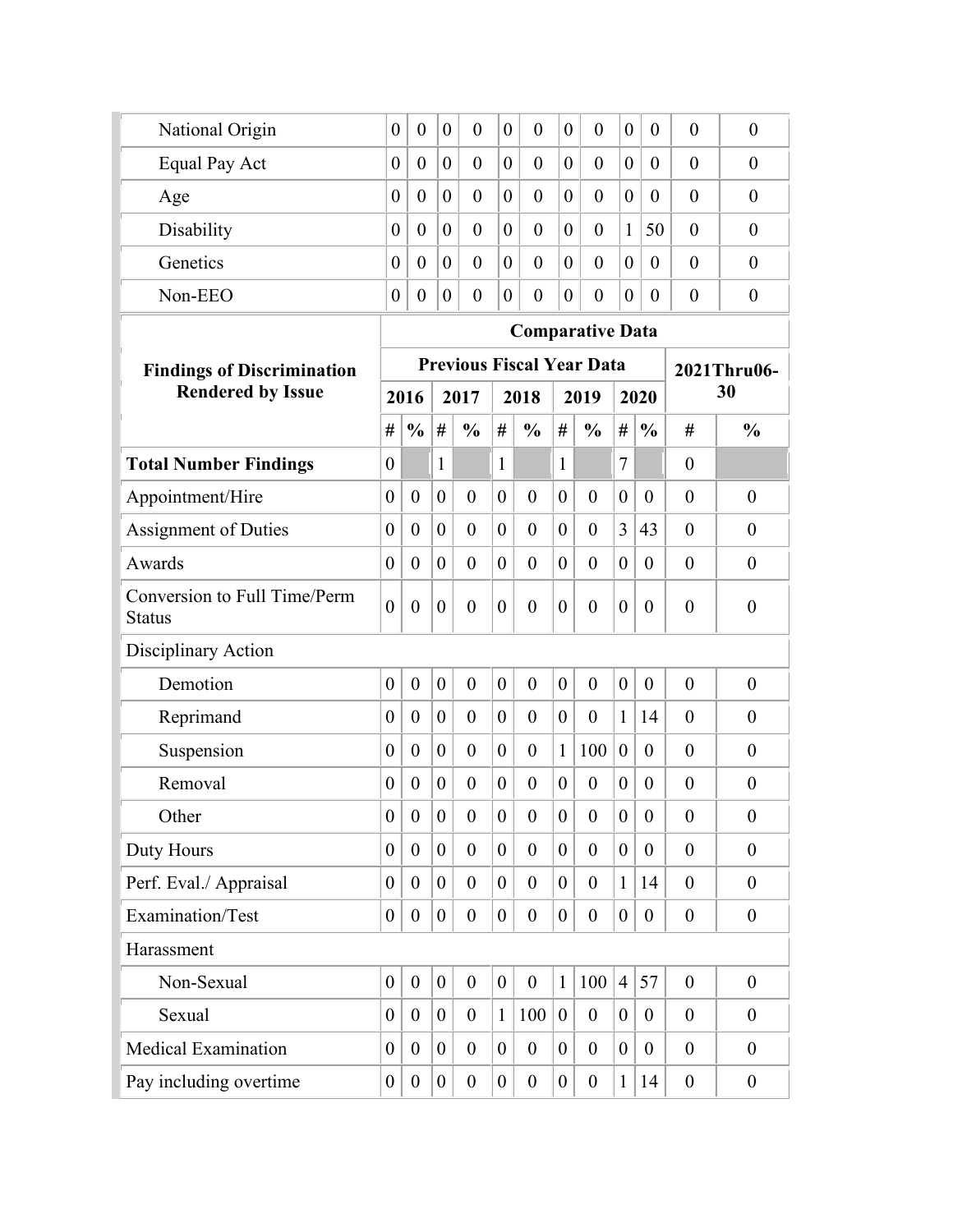| | | | | | | | | | | | | |
|---|---|---|---|---|---|---|---|---|---|---|---|---|
| National Origin | 0 | 0 | 0 | 0 | 0 | 0 | 0 | 0 | 0 | 0 | 0 | 0 |
| Equal Pay Act | 0 | 0 | 0 | 0 | 0 | 0 | 0 | 0 | 0 | 0 | 0 | 0 |
| Age | 0 | 0 | 0 | 0 | 0 | 0 | 0 | 0 | 0 | 0 | 0 | 0 |
| Disability | 0 | 0 | 0 | 0 | 0 | 0 | 0 | 0 | 1 | 50 | 0 | 0 |
| Genetics | 0 | 0 | 0 | 0 | 0 | 0 | 0 | 0 | 0 | 0 | 0 | 0 |
| Non-EEO | 0 | 0 | 0 | 0 | 0 | 0 | 0 | 0 | 0 | 0 | 0 | 0 |

| Findings of Discrimination Rendered by Issue | Comparative Data | | | | | | | | | | | |
|---|---|---|---|---|---|---|---|---|---|---|---|---|
| | Previous Fiscal Year Data | | | | | | | | | | 2021Thru06-30 | |
| | 2016 | | 2017 | | 2018 | | 2019 | | 2020 | | | |
| | # | % | # | % | # | % | # | % | # | % | # | % |
| **Total Number Findings** | 0 | | 1 | | 1 | | 1 | | 7 | | 0 | |
| Appointment/Hire | 0 | 0 | 0 | 0 | 0 | 0 | 0 | 0 | 0 | 0 | 0 | 0 |
| Assignment of Duties | 0 | 0 | 0 | 0 | 0 | 0 | 0 | 0 | 3 | 43 | 0 | 0 |
| Awards | 0 | 0 | 0 | 0 | 0 | 0 | 0 | 0 | 0 | 0 | 0 | 0 |
| Conversion to Full Time/Perm Status | 0 | 0 | 0 | 0 | 0 | 0 | 0 | 0 | 0 | 0 | 0 | 0 |
| Disciplinary Action | | | | | | | | | | | | |
| Demotion | 0 | 0 | 0 | 0 | 0 | 0 | 0 | 0 | 0 | 0 | 0 | 0 |
| Reprimand | 0 | 0 | 0 | 0 | 0 | 0 | 0 | 0 | 1 | 14 | 0 | 0 |
| Suspension | 0 | 0 | 0 | 0 | 0 | 0 | 1 | 100 | 0 | 0 | 0 | 0 |
| Removal | 0 | 0 | 0 | 0 | 0 | 0 | 0 | 0 | 0 | 0 | 0 | 0 |
| Other | 0 | 0 | 0 | 0 | 0 | 0 | 0 | 0 | 0 | 0 | 0 | 0 |
| Duty Hours | 0 | 0 | 0 | 0 | 0 | 0 | 0 | 0 | 0 | 0 | 0 | 0 |
| Perf. Eval./ Appraisal | 0 | 0 | 0 | 0 | 0 | 0 | 0 | 0 | 1 | 14 | 0 | 0 |
| Examination/Test | 0 | 0 | 0 | 0 | 0 | 0 | 0 | 0 | 0 | 0 | 0 | 0 |
| Harassment | | | | | | | | | | | | |
| Non-Sexual | 0 | 0 | 0 | 0 | 0 | 0 | 1 | 100 | 4 | 57 | 0 | 0 |
| Sexual | 0 | 0 | 0 | 0 | 1 | 100 | 0 | 0 | 0 | 0 | 0 | 0 |
| Medical Examination | 0 | 0 | 0 | 0 | 0 | 0 | 0 | 0 | 0 | 0 | 0 | 0 |
| Pay including overtime | 0 | 0 | 0 | 0 | 0 | 0 | 0 | 0 | 1 | 14 | 0 | 0 |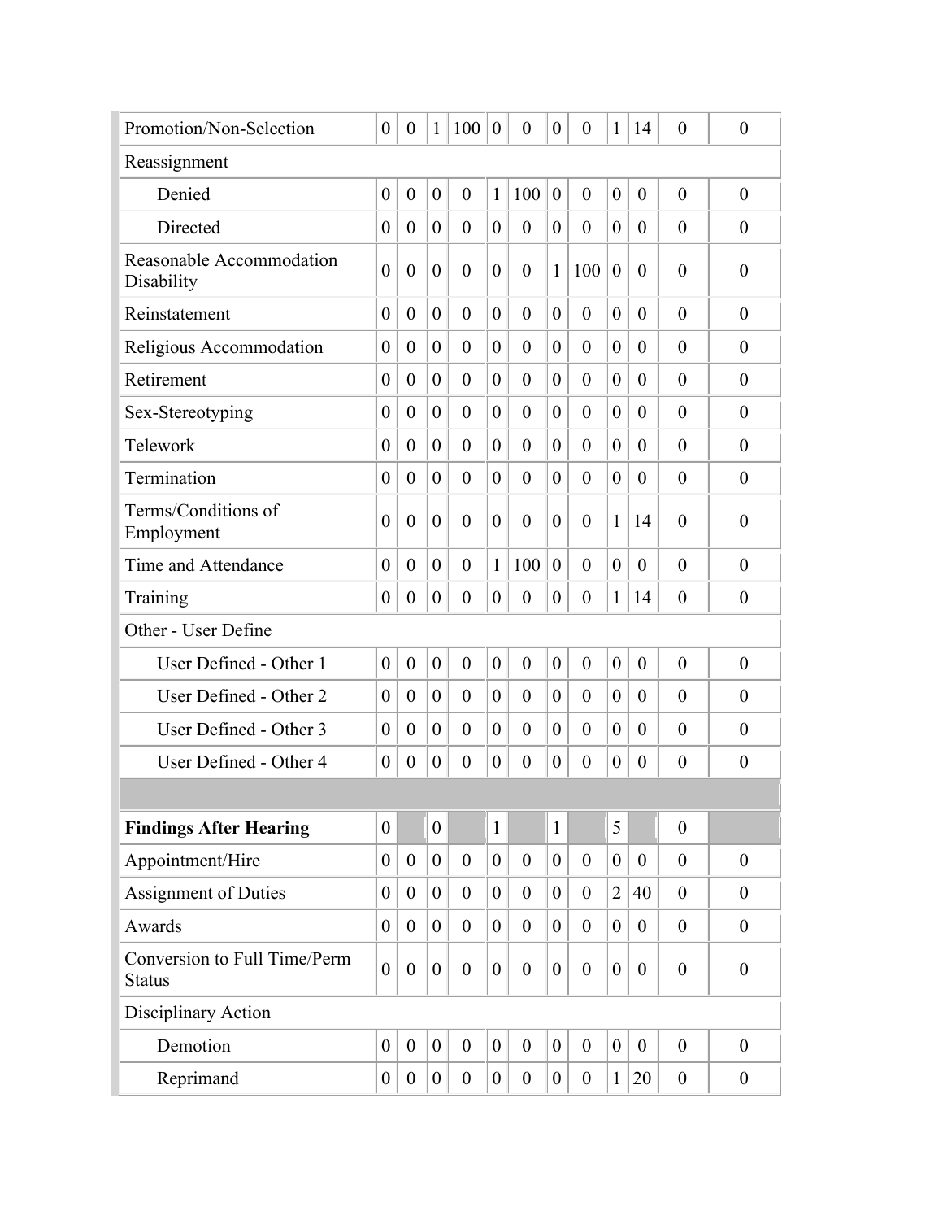| | | | | | | | | | | | | |
|---|---|---|---|---|---|---|---|---|---|---|---|---|
| Promotion/Non-Selection | 0 | 0 | 1 | 100 | 0 | 0 | 0 | 0 | 1 | 14 | 0 | 0 |
| Reassignment | | | | | | | | | | | | |
| Denied | 0 | 0 | 0 | 0 | 1 | 100 | 0 | 0 | 0 | 0 | 0 | 0 |
| Directed | 0 | 0 | 0 | 0 | 0 | 0 | 0 | 0 | 0 | 0 | 0 | 0 |
| Reasonable Accommodation Disability | 0 | 0 | 0 | 0 | 0 | 0 | 1 | 100 | 0 | 0 | 0 | 0 |
| Reinstatement | 0 | 0 | 0 | 0 | 0 | 0 | 0 | 0 | 0 | 0 | 0 | 0 |
| Religious Accommodation | 0 | 0 | 0 | 0 | 0 | 0 | 0 | 0 | 0 | 0 | 0 | 0 |
| Retirement | 0 | 0 | 0 | 0 | 0 | 0 | 0 | 0 | 0 | 0 | 0 | 0 |
| Sex-Stereotyping | 0 | 0 | 0 | 0 | 0 | 0 | 0 | 0 | 0 | 0 | 0 | 0 |
| Telework | 0 | 0 | 0 | 0 | 0 | 0 | 0 | 0 | 0 | 0 | 0 | 0 |
| Termination | 0 | 0 | 0 | 0 | 0 | 0 | 0 | 0 | 0 | 0 | 0 | 0 |
| Terms/Conditions of Employment | 0 | 0 | 0 | 0 | 0 | 0 | 0 | 0 | 1 | 14 | 0 | 0 |
| Time and Attendance | 0 | 0 | 0 | 0 | 1 | 100 | 0 | 0 | 0 | 0 | 0 | 0 |
| Training | 0 | 0 | 0 | 0 | 0 | 0 | 0 | 0 | 1 | 14 | 0 | 0 |
| Other - User Define | | | | | | | | | | | | |
| User Defined - Other 1 | 0 | 0 | 0 | 0 | 0 | 0 | 0 | 0 | 0 | 0 | 0 | 0 |
| User Defined - Other 2 | 0 | 0 | 0 | 0 | 0 | 0 | 0 | 0 | 0 | 0 | 0 | 0 |
| User Defined - Other 3 | 0 | 0 | 0 | 0 | 0 | 0 | 0 | 0 | 0 | 0 | 0 | 0 |
| User Defined - Other 4 | 0 | 0 | 0 | 0 | 0 | 0 | 0 | 0 | 0 | 0 | 0 | 0 |
| | | | | | | | | | | | | |
| **Findings After Hearing** | 0 | | 0 | | 1 | | 1 | | 5 | | 0 | |
| Appointment/Hire | 0 | 0 | 0 | 0 | 0 | 0 | 0 | 0 | 0 | 0 | 0 | 0 |
| Assignment of Duties | 0 | 0 | 0 | 0 | 0 | 0 | 0 | 0 | 2 | 40 | 0 | 0 |
| Awards | 0 | 0 | 0 | 0 | 0 | 0 | 0 | 0 | 0 | 0 | 0 | 0 |
| Conversion to Full Time/Perm Status | 0 | 0 | 0 | 0 | 0 | 0 | 0 | 0 | 0 | 0 | 0 | 0 |
| Disciplinary Action | | | | | | | | | | | | |
| Demotion | 0 | 0 | 0 | 0 | 0 | 0 | 0 | 0 | 0 | 0 | 0 | 0 |
| Reprimand | 0 | 0 | 0 | 0 | 0 | 0 | 0 | 0 | 1 | 20 | 0 | 0 |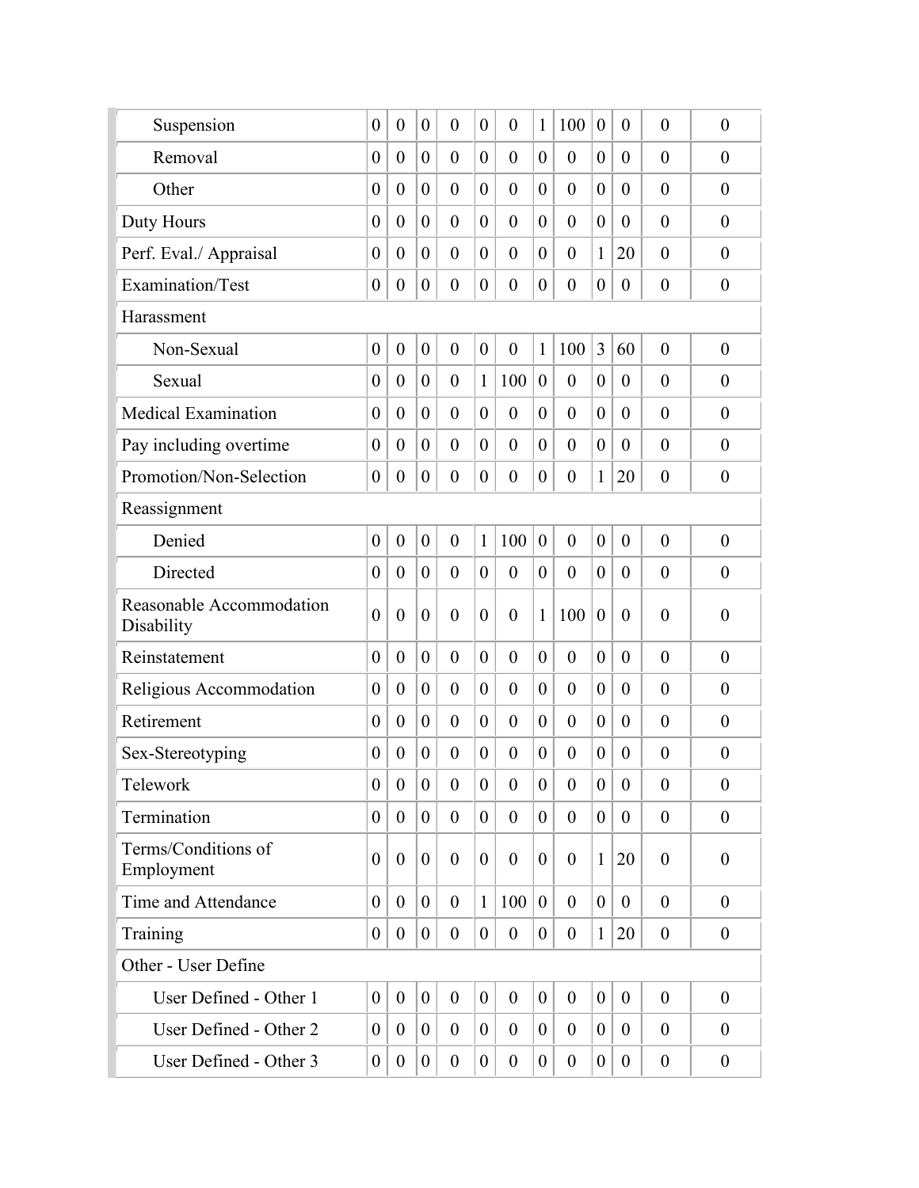| | | | | | | | | | | | | |
|---|---|---|---|---|---|---|---|---|---|---|---|---|
| Suspension | 0 | 0 | 0 | 0 | 0 | 0 | 1 | 100 | 0 | 0 | 0 | 0 |
| Removal | 0 | 0 | 0 | 0 | 0 | 0 | 0 | 0 | 0 | 0 | 0 | 0 |
| Other | 0 | 0 | 0 | 0 | 0 | 0 | 0 | 0 | 0 | 0 | 0 | 0 |
| Duty Hours | 0 | 0 | 0 | 0 | 0 | 0 | 0 | 0 | 0 | 0 | 0 | 0 |
| Perf. Eval./ Appraisal | 0 | 0 | 0 | 0 | 0 | 0 | 0 | 0 | 1 | 20 | 0 | 0 |
| Examination/Test | 0 | 0 | 0 | 0 | 0 | 0 | 0 | 0 | 0 | 0 | 0 | 0 |
| Harassment | | | | | | | | | | | | |
| Non-Sexual | 0 | 0 | 0 | 0 | 0 | 0 | 1 | 100 | 3 | 60 | 0 | 0 |
| Sexual | 0 | 0 | 0 | 0 | 1 | 100 | 0 | 0 | 0 | 0 | 0 | 0 |
| Medical Examination | 0 | 0 | 0 | 0 | 0 | 0 | 0 | 0 | 0 | 0 | 0 | 0 |
| Pay including overtime | 0 | 0 | 0 | 0 | 0 | 0 | 0 | 0 | 0 | 0 | 0 | 0 |
| Promotion/Non-Selection | 0 | 0 | 0 | 0 | 0 | 0 | 0 | 0 | 1 | 20 | 0 | 0 |
| Reassignment | | | | | | | | | | | | |
| Denied | 0 | 0 | 0 | 0 | 1 | 100 | 0 | 0 | 0 | 0 | 0 | 0 |
| Directed | 0 | 0 | 0 | 0 | 0 | 0 | 0 | 0 | 0 | 0 | 0 | 0 |
| Reasonable Accommodation Disability | 0 | 0 | 0 | 0 | 0 | 0 | 1 | 100 | 0 | 0 | 0 | 0 |
| Reinstatement | 0 | 0 | 0 | 0 | 0 | 0 | 0 | 0 | 0 | 0 | 0 | 0 |
| Religious Accommodation | 0 | 0 | 0 | 0 | 0 | 0 | 0 | 0 | 0 | 0 | 0 | 0 |
| Retirement | 0 | 0 | 0 | 0 | 0 | 0 | 0 | 0 | 0 | 0 | 0 | 0 |
| Sex-Stereotyping | 0 | 0 | 0 | 0 | 0 | 0 | 0 | 0 | 0 | 0 | 0 | 0 |
| Telework | 0 | 0 | 0 | 0 | 0 | 0 | 0 | 0 | 0 | 0 | 0 | 0 |
| Termination | 0 | 0 | 0 | 0 | 0 | 0 | 0 | 0 | 0 | 0 | 0 | 0 |
| Terms/Conditions of Employment | 0 | 0 | 0 | 0 | 0 | 0 | 0 | 0 | 1 | 20 | 0 | 0 |
| Time and Attendance | 0 | 0 | 0 | 0 | 1 | 100 | 0 | 0 | 0 | 0 | 0 | 0 |
| Training | 0 | 0 | 0 | 0 | 0 | 0 | 0 | 0 | 1 | 20 | 0 | 0 |
| Other - User Define | | | | | | | | | | | | |
| User Defined - Other 1 | 0 | 0 | 0 | 0 | 0 | 0 | 0 | 0 | 0 | 0 | 0 | 0 |
| User Defined - Other 2 | 0 | 0 | 0 | 0 | 0 | 0 | 0 | 0 | 0 | 0 | 0 | 0 |
| User Defined - Other 3 | 0 | 0 | 0 | 0 | 0 | 0 | 0 | 0 | 0 | 0 | 0 | 0 |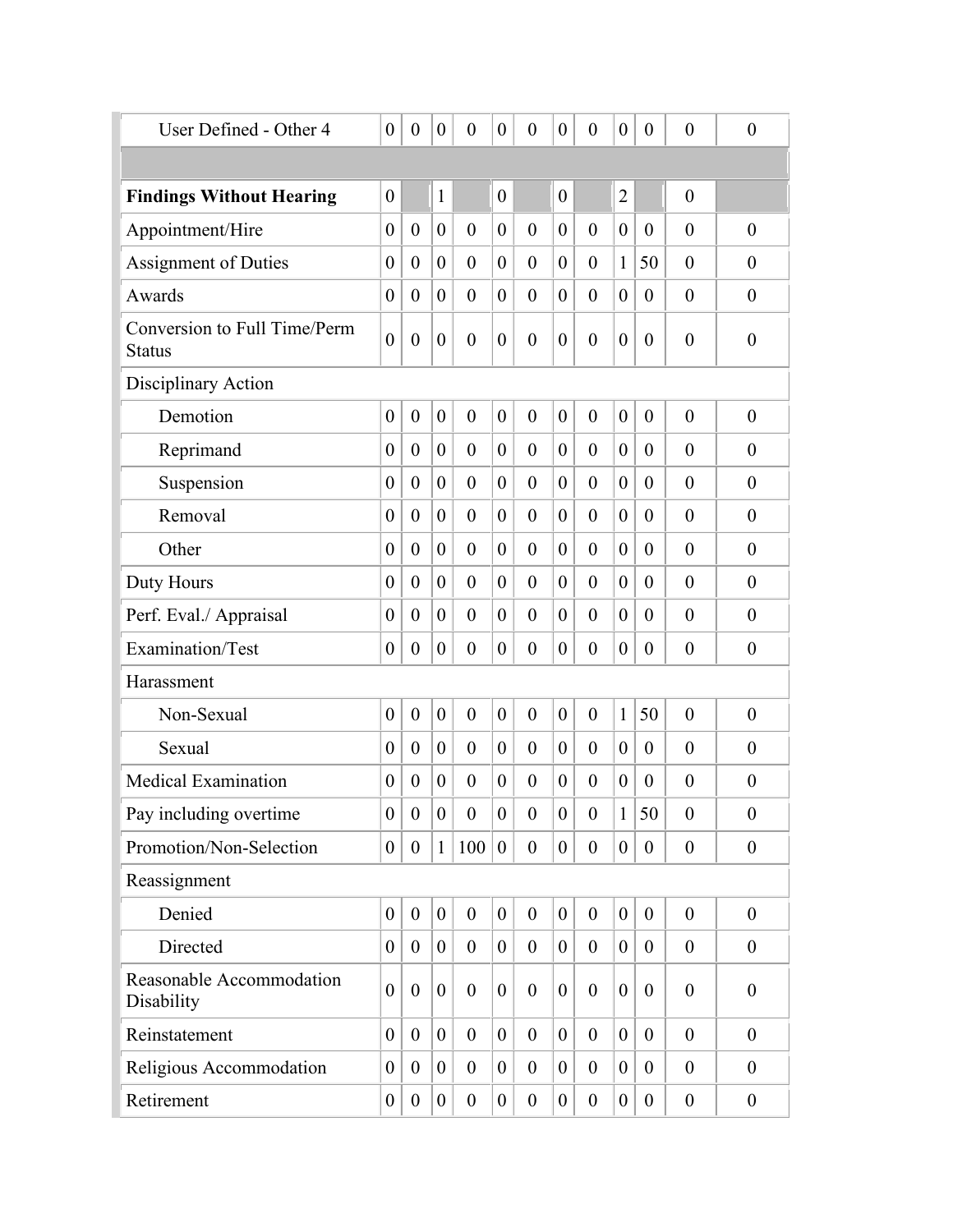| | | | | | | | | | | | | |
|---|---|---|---|---|---|---|---|---|---|---|---|---|
| User Defined - Other 4 | 0 | 0 | 0 | 0 | 0 | 0 | 0 | 0 | 0 | 0 | 0 | 0 |
| | | | | | | | | | | | | |
| **Findings Without Hearing** | 0 | | 1 | | 0 | | 0 | | 2 | | 0 | |
| Appointment/Hire | 0 | 0 | 0 | 0 | 0 | 0 | 0 | 0 | 0 | 0 | 0 | 0 |
| Assignment of Duties | 0 | 0 | 0 | 0 | 0 | 0 | 0 | 0 | 1 | 50 | 0 | 0 |
| Awards | 0 | 0 | 0 | 0 | 0 | 0 | 0 | 0 | 0 | 0 | 0 | 0 |
| Conversion to Full Time/Perm Status | 0 | 0 | 0 | 0 | 0 | 0 | 0 | 0 | 0 | 0 | 0 | 0 |
| Disciplinary Action | | | | | | | | | | | | |
| Demotion | 0 | 0 | 0 | 0 | 0 | 0 | 0 | 0 | 0 | 0 | 0 | 0 |
| Reprimand | 0 | 0 | 0 | 0 | 0 | 0 | 0 | 0 | 0 | 0 | 0 | 0 |
| Suspension | 0 | 0 | 0 | 0 | 0 | 0 | 0 | 0 | 0 | 0 | 0 | 0 |
| Removal | 0 | 0 | 0 | 0 | 0 | 0 | 0 | 0 | 0 | 0 | 0 | 0 |
| Other | 0 | 0 | 0 | 0 | 0 | 0 | 0 | 0 | 0 | 0 | 0 | 0 |
| Duty Hours | 0 | 0 | 0 | 0 | 0 | 0 | 0 | 0 | 0 | 0 | 0 | 0 |
| Perf. Eval./ Appraisal | 0 | 0 | 0 | 0 | 0 | 0 | 0 | 0 | 0 | 0 | 0 | 0 |
| Examination/Test | 0 | 0 | 0 | 0 | 0 | 0 | 0 | 0 | 0 | 0 | 0 | 0 |
| Harassment | | | | | | | | | | | | |
| Non-Sexual | 0 | 0 | 0 | 0 | 0 | 0 | 0 | 0 | 1 | 50 | 0 | 0 |
| Sexual | 0 | 0 | 0 | 0 | 0 | 0 | 0 | 0 | 0 | 0 | 0 | 0 |
| Medical Examination | 0 | 0 | 0 | 0 | 0 | 0 | 0 | 0 | 0 | 0 | 0 | 0 |
| Pay including overtime | 0 | 0 | 0 | 0 | 0 | 0 | 0 | 0 | 1 | 50 | 0 | 0 |
| Promotion/Non-Selection | 0 | 0 | 1 | 100 | 0 | 0 | 0 | 0 | 0 | 0 | 0 | 0 |
| Reassignment | | | | | | | | | | | | |
| Denied | 0 | 0 | 0 | 0 | 0 | 0 | 0 | 0 | 0 | 0 | 0 | 0 |
| Directed | 0 | 0 | 0 | 0 | 0 | 0 | 0 | 0 | 0 | 0 | 0 | 0 |
| Reasonable Accommodation Disability | 0 | 0 | 0 | 0 | 0 | 0 | 0 | 0 | 0 | 0 | 0 | 0 |
| Reinstatement | 0 | 0 | 0 | 0 | 0 | 0 | 0 | 0 | 0 | 0 | 0 | 0 |
| Religious Accommodation | 0 | 0 | 0 | 0 | 0 | 0 | 0 | 0 | 0 | 0 | 0 | 0 |
| Retirement | 0 | 0 | 0 | 0 | 0 | 0 | 0 | 0 | 0 | 0 | 0 | 0 |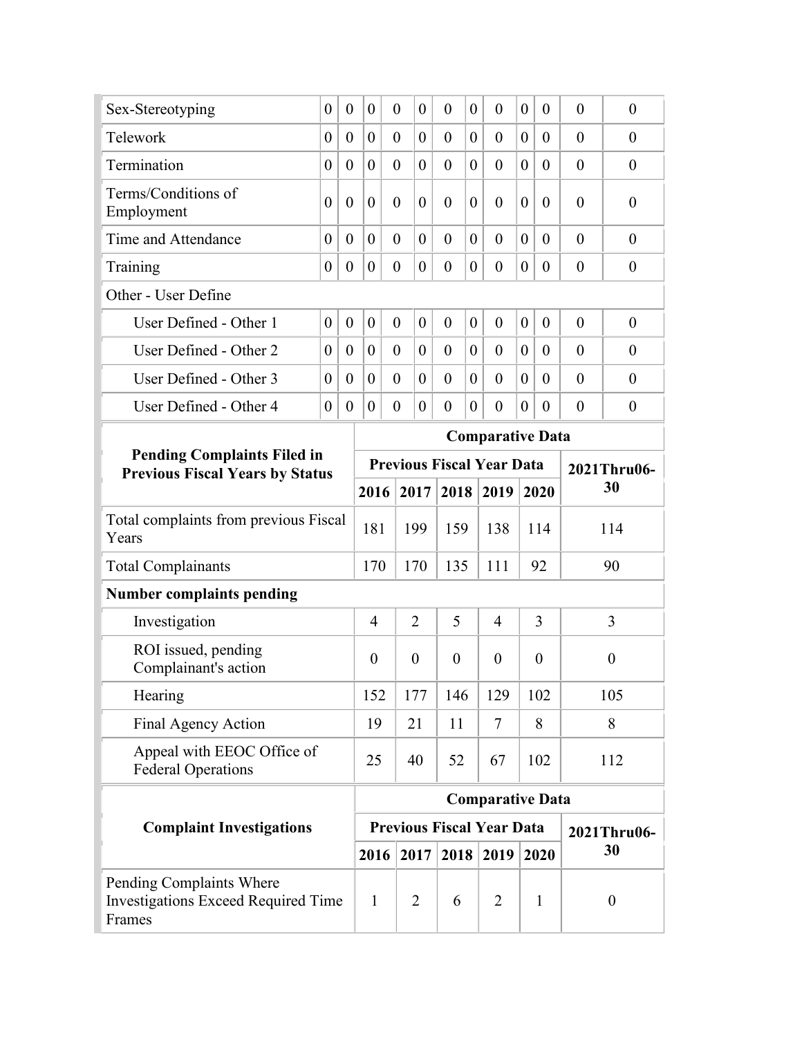| | | | | | | | | | | | | |
|---|---|---|---|---|---|---|---|---|---|---|---|---|
| Sex-Stereotyping | 0 | 0 | 0 | 0 | 0 | 0 | 0 | 0 | 0 | 0 | 0 | 0 |
| Telework | 0 | 0 | 0 | 0 | 0 | 0 | 0 | 0 | 0 | 0 | 0 | 0 |
| Termination | 0 | 0 | 0 | 0 | 0 | 0 | 0 | 0 | 0 | 0 | 0 | 0 |
| Terms/Conditions of Employment | 0 | 0 | 0 | 0 | 0 | 0 | 0 | 0 | 0 | 0 | 0 | 0 |
| Time and Attendance | 0 | 0 | 0 | 0 | 0 | 0 | 0 | 0 | 0 | 0 | 0 | 0 |
| Training | 0 | 0 | 0 | 0 | 0 | 0 | 0 | 0 | 0 | 0 | 0 | 0 |
| Other - User Define | | | | | | | | | | | | |
| User Defined - Other 1 | 0 | 0 | 0 | 0 | 0 | 0 | 0 | 0 | 0 | 0 | 0 | 0 |
| User Defined - Other 2 | 0 | 0 | 0 | 0 | 0 | 0 | 0 | 0 | 0 | 0 | 0 | 0 |
| User Defined - Other 3 | 0 | 0 | 0 | 0 | 0 | 0 | 0 | 0 | 0 | 0 | 0 | 0 |
| User Defined - Other 4 | 0 | 0 | 0 | 0 | 0 | 0 | 0 | 0 | 0 | 0 | 0 | 0 |

| **Pending Complaints Filed in Previous Fiscal Years by Status** | **Comparative Data** | | | | | |
|---|---|---|---|---|---|---|
| | **Previous Fiscal Year Data** | | | | | **2021Thru06-30** |
| | **2016** | **2017** | **2018** | **2019** | **2020** | |
| Total complaints from previous Fiscal Years | 181 | 199 | 159 | 138 | 114 | 114 |
| Total Complainants | 170 | 170 | 135 | 111 | 92 | 90 |
| **Number complaints pending** | | | | | | |
| Investigation | 4 | 2 | 5 | 4 | 3 | 3 |
| ROI issued, pending Complainant's action | 0 | 0 | 0 | 0 | 0 | 0 |
| Hearing | 152 | 177 | 146 | 129 | 102 | 105 |
| Final Agency Action | 19 | 21 | 11 | 7 | 8 | 8 |
| Appeal with EEOC Office of Federal Operations | 25 | 40 | 52 | 67 | 102 | 112 |

| **Complaint Investigations** | **Comparative Data** | | | | | |
|---|---|---|---|---|---|---|
| | **Previous Fiscal Year Data** | | | | | **2021Thru06-30** |
| | **2016** | **2017** | **2018** | **2019** | **2020** | |
| Pending Complaints Where Investigations Exceed Required Time Frames | 1 | 2 | 6 | 2 | 1 | 0 |